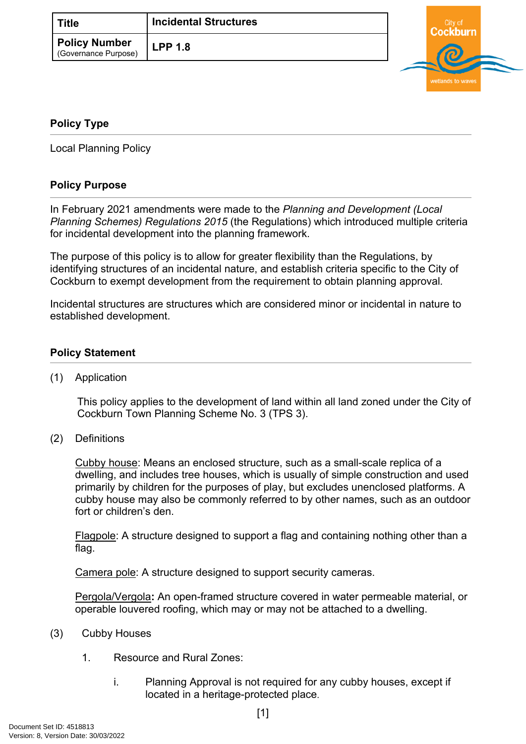| Title | Incidental Structures |
| --- | --- |
| Policy Number (Governance Purpose) | LPP 1.8 |

## Policy Type

Local Planning Policy

## Policy Purpose

In February 2021 amendments were made to the *Planning and Development (Local Planning Schemes) Regulations 2015* (the Regulations) which introduced multiple criteria for incidental development into the planning framework.

The purpose of this policy is to allow for greater flexibility than the Regulations, by identifying structures of an incidental nature, and establish criteria specific to the City of Cockburn to exempt development from the requirement to obtain planning approval.

Incidental structures are structures which are considered minor or incidental in nature to established development.

## Policy Statement

(1) Application

This policy applies to the development of land within all land zoned under the City of Cockburn Town Planning Scheme No. 3 (TPS 3).

(2) Definitions

Cubby house: Means an enclosed structure, such as a small-scale replica of a dwelling, and includes tree houses, which is usually of simple construction and used primarily by children for the purposes of play, but excludes unenclosed platforms. A cubby house may also be commonly referred to by other names, such as an outdoor fort or children's den.

Flagpole: A structure designed to support a flag and containing nothing other than a flag.

Camera pole: A structure designed to support security cameras.

Pergola/Vergola**:** An open-framed structure covered in water permeable material, or operable louvered roofing, which may or may not be attached to a dwelling.

(3) Cubby Houses

1. Resource and Rural Zones:

   i. Planning Approval is not required for any cubby houses, except if located in a heritage-protected place.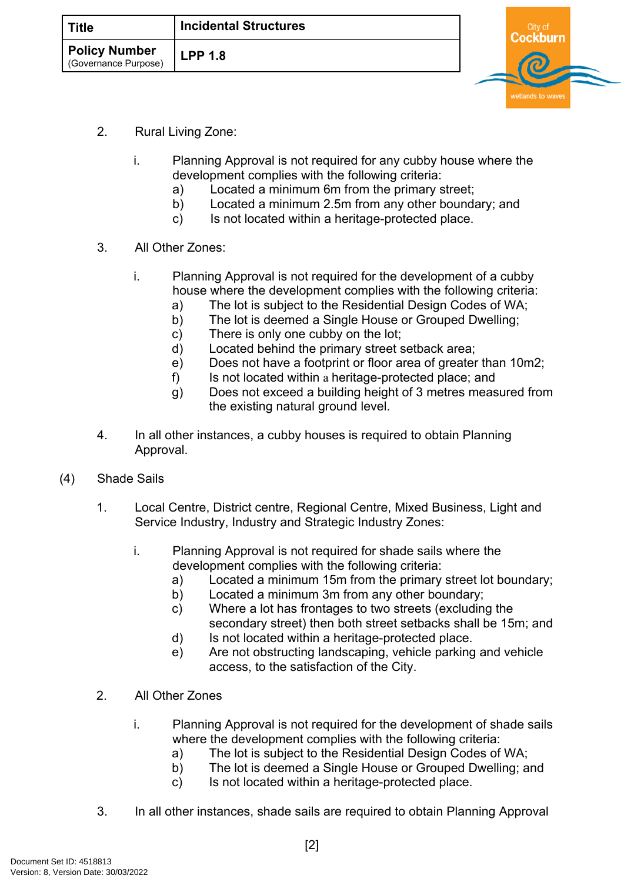2. Rural Living Zone:

   i. Planning Approval is not required for any cubby house where the development complies with the following criteria:
      a) Located a minimum 6m from the primary street;
      b) Located a minimum 2.5m from any other boundary; and
      c) Is not located within a heritage-protected place.

3. All Other Zones:

   i. Planning Approval is not required for the development of a cubby house where the development complies with the following criteria:
      a) The lot is subject to the Residential Design Codes of WA;
      b) The lot is deemed a Single House or Grouped Dwelling;
      c) There is only one cubby on the lot;
      d) Located behind the primary street setback area;
      e) Does not have a footprint or floor area of greater than 10m2;
      f) Is not located within a heritage-protected place; and
      g) Does not exceed a building height of 3 metres measured from the existing natural ground level.

4. In all other instances, a cubby houses is required to obtain Planning Approval.

(4) Shade Sails

1. Local Centre, District centre, Regional Centre, Mixed Business, Light and Service Industry, Industry and Strategic Industry Zones:

   i. Planning Approval is not required for shade sails where the development complies with the following criteria:
      a) Located a minimum 15m from the primary street lot boundary;
      b) Located a minimum 3m from any other boundary;
      c) Where a lot has frontages to two streets (excluding the secondary street) then both street setbacks shall be 15m; and
      d) Is not located within a heritage-protected place.
      e) Are not obstructing landscaping, vehicle parking and vehicle access, to the satisfaction of the City.

2. All Other Zones

   i. Planning Approval is not required for the development of shade sails where the development complies with the following criteria:
      a) The lot is subject to the Residential Design Codes of WA;
      b) The lot is deemed a Single House or Grouped Dwelling; and
      c) Is not located within a heritage-protected place.

3. In all other instances, shade sails are required to obtain Planning Approval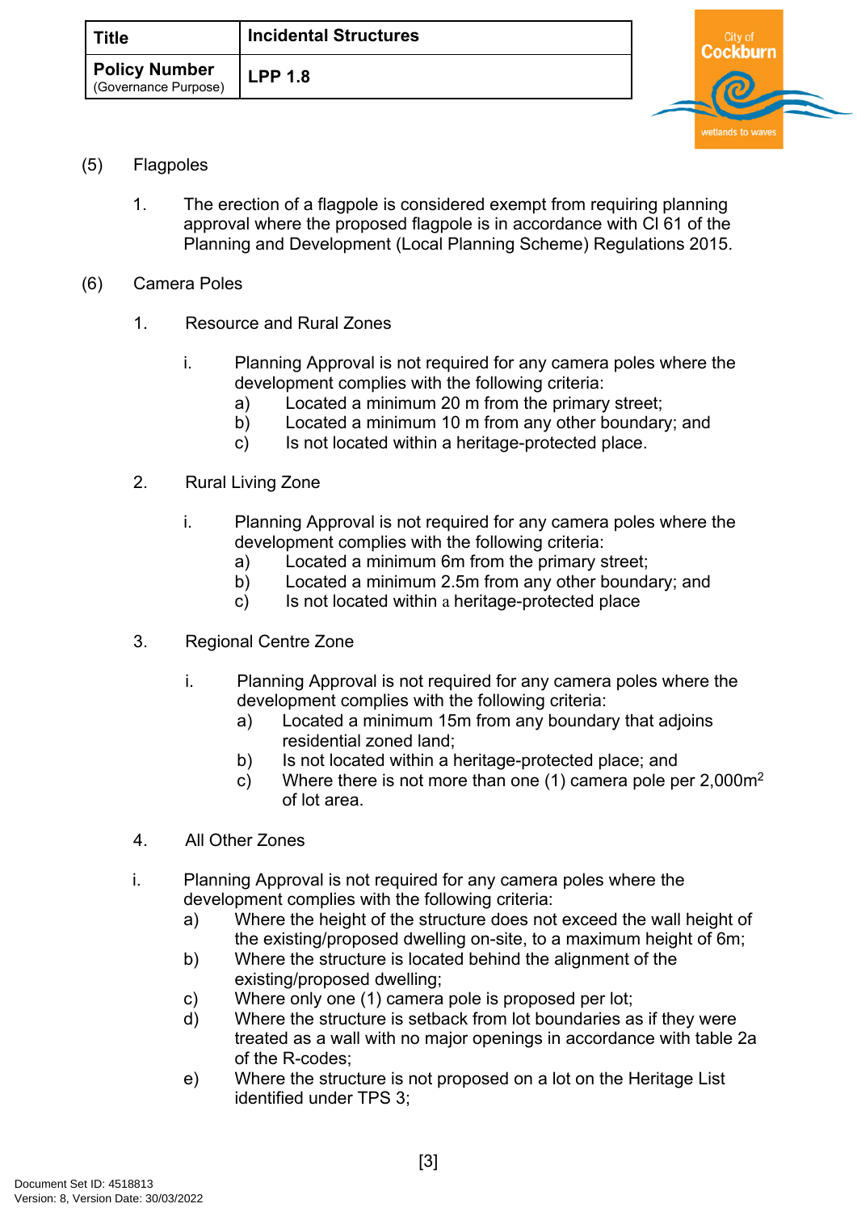(5) Flagpoles

1. The erection of a flagpole is considered exempt from requiring planning approval where the proposed flagpole is in accordance with Cl 61 of the Planning and Development (Local Planning Scheme) Regulations 2015.

(6) Camera Poles

1. Resource and Rural Zones

   i. Planning Approval is not required for any camera poles where the development complies with the following criteria:
      a) Located a minimum 20 m from the primary street;
      b) Located a minimum 10 m from any other boundary; and
      c) Is not located within a heritage-protected place.

2. Rural Living Zone

   i. Planning Approval is not required for any camera poles where the development complies with the following criteria:
      a) Located a minimum 6m from the primary street;
      b) Located a minimum 2.5m from any other boundary; and
      c) Is not located within a heritage-protected place

3. Regional Centre Zone

   i. Planning Approval is not required for any camera poles where the development complies with the following criteria:
      a) Located a minimum 15m from any boundary that adjoins residential zoned land;
      b) Is not located within a heritage-protected place; and
      c) Where there is not more than one (1) camera pole per 2,000m$^2$ of lot area.

4. All Other Zones

i. Planning Approval is not required for any camera poles where the development complies with the following criteria:
   a) Where the height of the structure does not exceed the wall height of the existing/proposed dwelling on-site, to a maximum height of 6m;
   b) Where the structure is located behind the alignment of the existing/proposed dwelling;
   c) Where only one (1) camera pole is proposed per lot;
   d) Where the structure is setback from lot boundaries as if they were treated as a wall with no major openings in accordance with table 2a of the R-codes;
   e) Where the structure is not proposed on a lot on the Heritage List identified under TPS 3;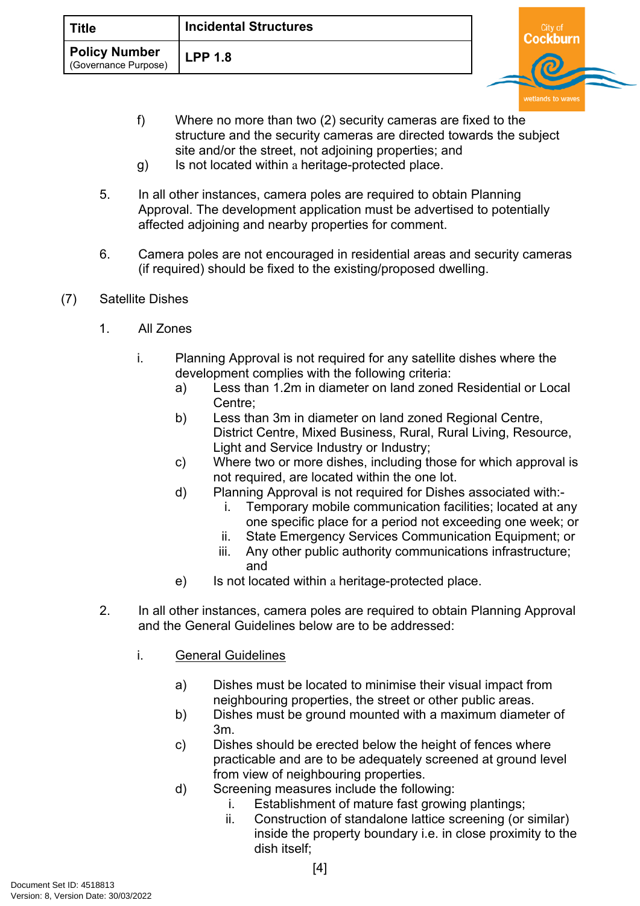f) Where no more than two (2) security cameras are fixed to the structure and the security cameras are directed towards the subject site and/or the street, not adjoining properties; and

g) Is not located within a heritage-protected place.

5. In all other instances, camera poles are required to obtain Planning Approval. The development application must be advertised to potentially affected adjoining and nearby properties for comment.

6. Camera poles are not encouraged in residential areas and security cameras (if required) should be fixed to the existing/proposed dwelling.

(7) Satellite Dishes

1. All Zones

i. Planning Approval is not required for any satellite dishes where the development complies with the following criteria:

a) Less than 1.2m in diameter on land zoned Residential or Local Centre;

b) Less than 3m in diameter on land zoned Regional Centre, District Centre, Mixed Business, Rural, Rural Living, Resource, Light and Service Industry or Industry;

c) Where two or more dishes, including those for which approval is not required, are located within the one lot.

d) Planning Approval is not required for Dishes associated with:-

i. Temporary mobile communication facilities; located at any one specific place for a period not exceeding one week; or

ii. State Emergency Services Communication Equipment; or

iii. Any other public authority communications infrastructure; and

e) Is not located within a heritage-protected place.

2. In all other instances, camera poles are required to obtain Planning Approval and the General Guidelines below are to be addressed:

i. General Guidelines

a) Dishes must be located to minimise their visual impact from neighbouring properties, the street or other public areas.

b) Dishes must be ground mounted with a maximum diameter of 3m.

c) Dishes should be erected below the height of fences where practicable and are to be adequately screened at ground level from view of neighbouring properties.

d) Screening measures include the following:

i. Establishment of mature fast growing plantings;

ii. Construction of standalone lattice screening (or similar) inside the property boundary i.e. in close proximity to the dish itself;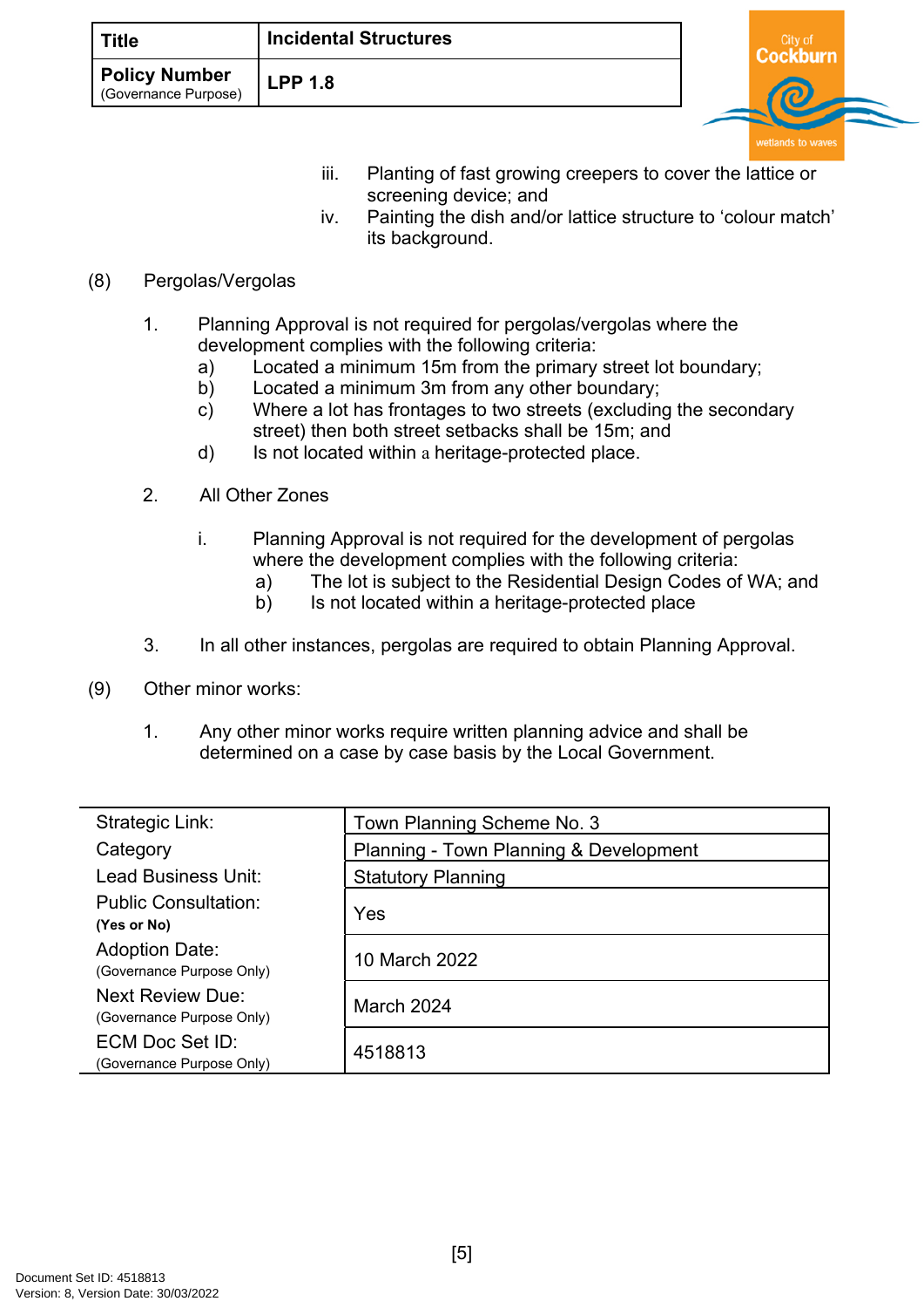| Title | Incidental Structures |
|---|---|
| Policy Number (Governance Purpose) | LPP 1.8 |

iii. Planting of fast growing creepers to cover the lattice or screening device; and

iv. Painting the dish and/or lattice structure to 'colour match' its background.

(8) Pergolas/Vergolas

1. Planning Approval is not required for pergolas/vergolas where the development complies with the following criteria:
   a) Located a minimum 15m from the primary street lot boundary;
   b) Located a minimum 3m from any other boundary;
   c) Where a lot has frontages to two streets (excluding the secondary street) then both street setbacks shall be 15m; and
   d) Is not located within a heritage-protected place.

2. All Other Zones

   i. Planning Approval is not required for the development of pergolas where the development complies with the following criteria:
      a) The lot is subject to the Residential Design Codes of WA; and
      b) Is not located within a heritage-protected place

3. In all other instances, pergolas are required to obtain Planning Approval.

(9) Other minor works:

1. Any other minor works require written planning advice and shall be determined on a case by case basis by the Local Government.

| | |
|---|---|
| Strategic Link: | Town Planning Scheme No. 3 |
| Category | Planning - Town Planning & Development |
| Lead Business Unit: | Statutory Planning |
| Public Consultation: **(Yes or No)** | Yes |
| Adoption Date: (Governance Purpose Only) | 10 March 2022 |
| Next Review Due: (Governance Purpose Only) | March 2024 |
| ECM Doc Set ID: (Governance Purpose Only) | 4518813 |